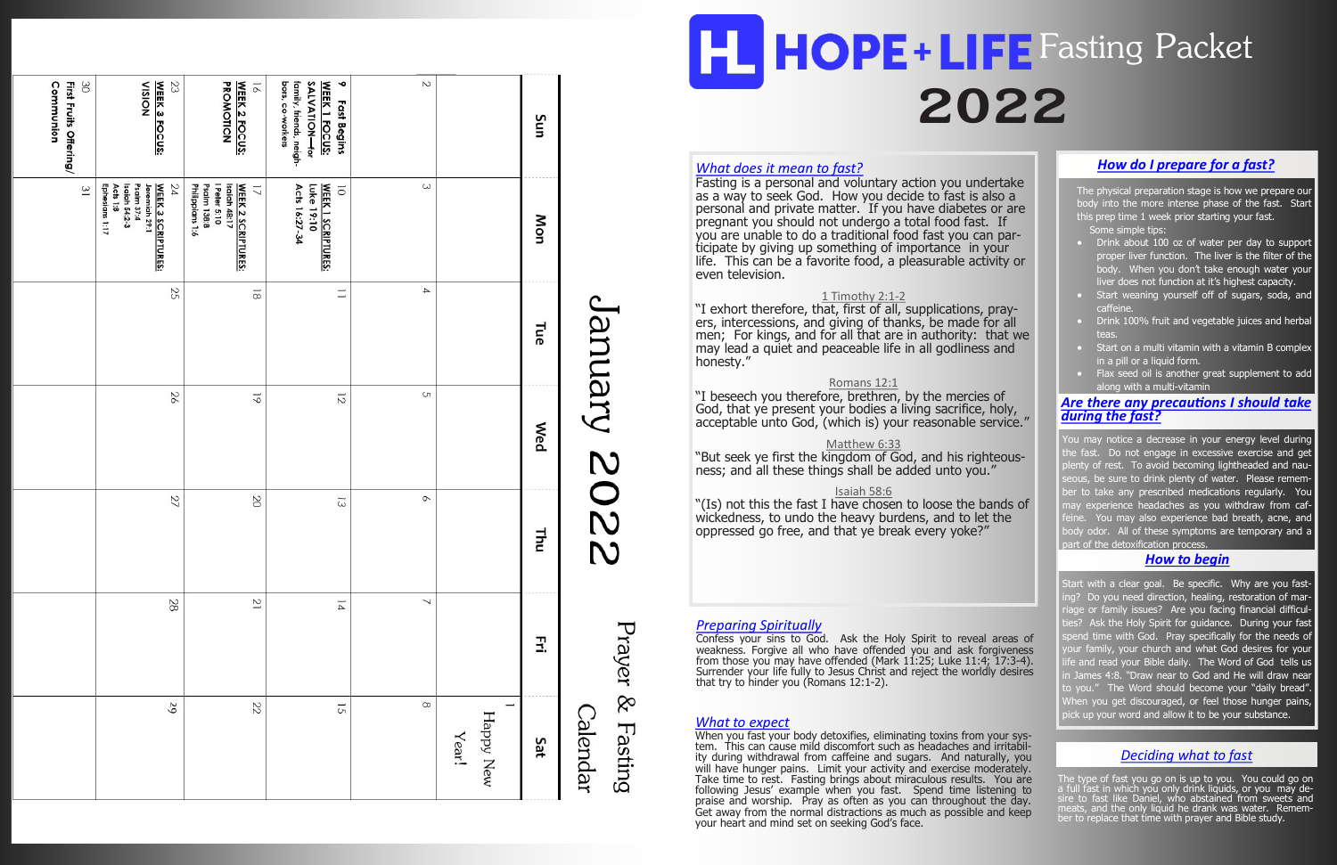# HOPE + LIFE Fasting Packet 2022

## January 2022

### Prayer & Fasting Calendar

| Sun | Mon | Tue | Wed | Thu | Fri | Sat |
|---|---|---|---|---|---|---|
| | | | | | | 1 Happy New Year! |
| 2 | 3 | 4 | 5 | 6 | 7 | 8 |
| 9 **Fast Begins** WEEK 1 FOCUS: SALVATION—for family, friends, neighbors, co-workers | 10 WEEK 1 SCRIPTURES: Luke 19:10 Acts 16:27-34 | 11 | 12 | 13 | 14 | 15 |
| 16 WEEK 2 FOCUS: PROMOTION | 17 WEEK 2 SCRIPTURES: Isaiah 48:17 I Peter 5:10 Psalm 138:8 Philippians 1:6 | 18 | 19 | 20 | 21 | 22 |
| 23 WEEK 3 FOCUS: VISION | 24 WEEK 3 SCRIPTURES: Jeremiah 29:11 Psalm 37:4 Isaiah 54:2-3 Acts 1:8 Ephesians 1:17 | 25 | 26 | 27 | 28 | 29 |
| 30 First Fruits Offering/ Communion | 31 | | | | | |

## *What does it mean to fast?*

Fasting is a personal and voluntary action you undertake as a way to seek God. How you decide to fast is also a personal and private matter. If you have diabetes or are pregnant you should not undergo a total food fast. If you are unable to do a traditional food fast you can participate by giving up something of importance in your life. This can be a favorite food, a pleasurable activity or even television.

1 Timothy 2:1-2

"I exhort therefore, that, first of all, supplications, prayers, intercessions, and giving of thanks, be made for all men; For kings, and for all that are in authority: that we may lead a quiet and peaceable life in all godliness and honesty."

Romans 12:1

"I beseech you therefore, brethren, by the mercies of God, that ye present your bodies a living sacrifice, holy, acceptable unto God, (which is) your reasonable service."

Matthew 6:33

"But seek ye first the kingdom of God, and his righteousness; and all these things shall be added unto you."

Isaiah 58:6

"(Is) not this the fast I have chosen to loose the bands of wickedness, to undo the heavy burdens, and to let the oppressed go free, and that ye break every yoke?"

## *Preparing Spiritually*

Confess your sins to God. Ask the Holy Spirit to reveal areas of weakness. Forgive all who have offended you and ask forgiveness from those you may have offended (Mark 11:25; Luke 11:4; 17:3-4). Surrender your life fully to Jesus Christ and reject the worldly desires that try to hinder you (Romans 12:1-2).

## *What to expect*

When you fast your body detoxifies, eliminating toxins from your system. This can cause mild discomfort such as headaches and irritability during withdrawal from caffeine and sugars. And naturally, you will have hunger pains. Limit your activity and exercise moderately. Take time to rest. Fasting brings about miraculous results. You are following Jesus' example when you fast. Spend time listening to praise and worship. Pray as often as you can throughout the day. Get away from the normal distractions as much as possible and keep your heart and mind set on seeking God's face.

## *How do I prepare for a fast?*

The physical preparation stage is how we prepare our body into the more intense phase of the fast. Start this prep time 1 week prior starting your fast.

Some simple tips:

- Drink about 100 oz of water per day to support proper liver function. The liver is the filter of the body. When you don't take enough water your liver does not function at it's highest capacity.
- Start weaning yourself off of sugars, soda, and caffeine.
- Drink 100% fruit and vegetable juices and herbal teas.
- Start on a multi vitamin with a vitamin B complex in a pill or a liquid form.
- Flax seed oil is another great supplement to add along with a multi-vitamin

## *Are there any precautions I should take during the fast?*

You may notice a decrease in your energy level during the fast. Do not engage in excessive exercise and get plenty of rest. To avoid becoming lightheaded and nauseous, be sure to drink plenty of water. Please remember to take any prescribed medications regularly. You may experience headaches as you withdraw from caffeine. You may also experience bad breath, acne, and body odor. All of these symptoms are temporary and a part of the detoxification process.

## *How to begin*

Start with a clear goal. Be specific. Why are you fasting? Do you need direction, healing, restoration of marriage or family issues? Are you facing financial difficulties? Ask the Holy Spirit for guidance. During your fast spend time with God. Pray specifically for the needs of your family, your church and what God desires for your life and read your Bible daily. The Word of God tells us in James 4:8. "Draw near to God and He will draw near to you." The Word should become your "daily bread". When you get discouraged, or feel those hunger pains, pick up your word and allow it to be your substance.

## *Deciding what to fast*

The type of fast you go on is up to you. You could go on a full fast in which you only drink liquids, or you may desire to fast like Daniel, who abstained from sweets and meats, and the only liquid he drank was water. Remember to replace that time with prayer and Bible study.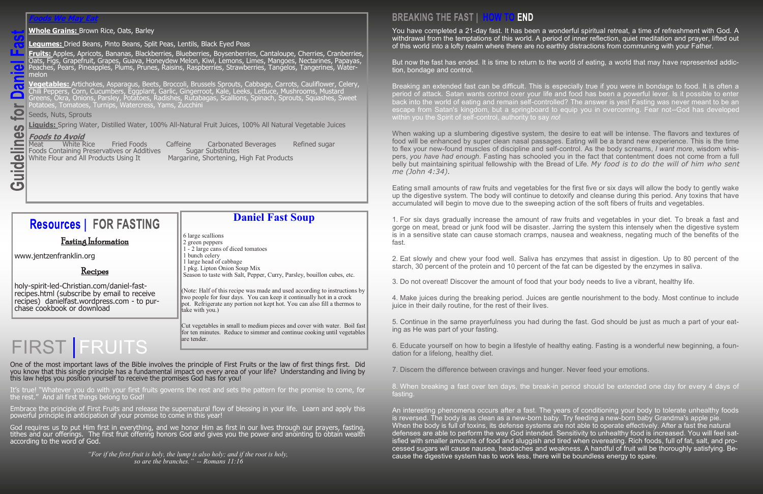# Guidelines for Daniel Fast

***Foods We May Eat***

**Whole Grains:** Brown Rice, Oats, Barley

**Legumes:** Dried Beans, Pinto Beans, Split Peas, Lentils, Black Eyed Peas

**Fruits:** Apples, Apricots, Bananas, Blackberries, Blueberries, Boysenberries, Cantaloupe, Cherries, Cranberries, Oats, Figs, Grapefruit, Grapes, Guava, Honeydew Melon, Kiwi, Lemons, Limes, Mangoes, Nectarines, Papayas, Peaches, Pears, Pineapples, Plums, Prunes, Raisins, Raspberries, Strawberries, Tangelos, Tangerines, Watermelon

**Vegetables:** Artichokes, Asparagus, Beets, Broccoli, Brussels Sprouts, Cabbage, Carrots, Cauliflower, Celery, Chili Peppers, Corn, Cucumbers, Eggplant, Garlic, Gingerroot, Kale, Leeks, Lettuce, Mushrooms, Mustard Greens, Okra, Onions, Parsley, Potatoes, Radishes, Rutabagas, Scallions, Spinach, Sprouts, Squashes, Sweet Potatoes, Tomatoes, Turnips, Watercress, Yams, Zucchini

Seeds, Nuts, Sprouts

**Liquids:** Spring Water, Distilled Water, 100% All-Natural Fruit Juices, 100% All Natural Vegetable Juices

***Foods to Avoid***

Meat, White Rice, Fried Foods, Caffeine, Carbonated Beverages, Refined sugar, Foods Containing Preservatives or Additives, Sugar Substitutes, White Flour and All Products Using It, Margarine, Shortening, High Fat Products

## Resources | FOR FASTING

### Fasting Information

www.jentzenfranklin.org

### Recipes

holy-spirit-led-Christian.com/daniel-fast-recipes.html (subscribe by email to receive recipes) danielfast.wordpress.com - to purchase cookbook or download

## Daniel Fast Soup

6 large scallions
2 green peppers
1 - 2 large cans of diced tomatoes
1 bunch celery
1 large head of cabbage
1 pkg. Lipton Onion Soup Mix
Season to taste with Salt, Pepper, Curry, Parsley, bouillon cubes, etc.

(Note: Half of this recipe was made and used according to instructions by two people for four days. You can keep it continually hot in a crock pot. Refrigerate any portion not kept hot. You can also fill a thermos to take with you.)

Cut vegetables in small to medium pieces and cover with water. Boil fast for ten minutes. Reduce to simmer and continue cooking until vegetables are tender.

# FIRST | FRUITS

One of the most important laws of the Bible involves the principle of First Fruits or the law of first things first. Did you know that this single principle has a fundamental impact on every area of your life? Understanding and living by this law helps you position yourself to receive the promises God has for you!

It's true! "Whatever you do with your first fruits governs the rest and sets the pattern for the promise to come, for the rest." And all first things belong to God!

Embrace the principle of First Fruits and release the supernatural flow of blessing in your life. Learn and apply this powerful principle in anticipation of your promise to come in this year!

God requires us to put Him first in everything, and we honor Him as first in our lives through our prayers, fasting, tithes and our offerings. The first fruit offering honors God and gives you the power and anointing to obtain wealth according to the word of God.

*"For if the first fruit is holy, the lump is also holy; and if the root is holy, so are the branches." -- Romans 11:16*

# BREAKING THE FAST | HOW TO END

You have completed a 21-day fast. It has been a wonderful spiritual retreat, a time of refreshment with God. A withdrawal from the temptations of this world. A period of inner reflection, quiet meditation and prayer, lifted out of this world into a lofty realm where there are no earthly distractions from communing with your Father.

But now the fast has ended. It is time to return to the world of eating, a world that may have represented addiction, bondage and control.

Breaking an extended fast can be difficult. This is especially true if you were in bondage to food. It is often a period of attack. Satan wants control over your life and food has been a powerful lever. Is it possible to enter back into the world of eating and remain self-controlled? The answer is yes! Fasting was never meant to be an escape from Satan's kingdom, but a springboard to equip you in overcoming. Fear not--God has developed within you the Spirit of self-control, authority to say *no*!

When waking up a slumbering digestive system, the desire to eat will be intense. The flavors and textures of food will be enhanced by super clean nasal passages. Eating will be a brand new experience. This is the time to flex your new-found muscles of discipline and self-control. As the body screams, *I want more*, wisdom whispers, *you have had enough*. Fasting has schooled you in the fact that contentment does not come from a full belly but maintaining spiritual fellowship with the Bread of Life. *My food is to do the will of him who sent me (John 4:34).*

Eating small amounts of raw fruits and vegetables for the first five or six days will allow the body to gently wake up the digestive system. The body will continue to detoxify and cleanse during this period. Any toxins that have accumulated will begin to move due to the sweeping action of the soft fibers of fruits and vegetables.

1. For six days gradually increase the amount of raw fruits and vegetables in your diet. To break a fast and gorge on meat, bread or junk food will be disaster. Jarring the system this intensely when the digestive system is in a sensitive state can cause stomach cramps, nausea and weakness, negating much of the benefits of the fast.

2. Eat slowly and chew your food well. Saliva has enzymes that assist in digestion. Up to 80 percent of the starch, 30 percent of the protein and 10 percent of the fat can be digested by the enzymes in saliva.

3. Do not overeat! Discover the amount of food that your body needs to live a vibrant, healthy life.

4. Make juices during the breaking period. Juices are gentle nourishment to the body. Most continue to include juice in their daily routine, for the rest of their lives.

5. Continue in the same prayerfulness you had during the fast. God should be just as much a part of your eating as He was part of your fasting.

6. Educate yourself on how to begin a lifestyle of healthy eating. Fasting is a wonderful new beginning, a foundation for a lifelong, healthy diet.

7. Discern the difference between cravings and hunger. Never feed your emotions.

8. When breaking a fast over ten days, the break-in period should be extended one day for every 4 days of fasting.

An interesting phenomena occurs after a fast. The years of conditioning your body to tolerate unhealthy foods is reversed. The body is as clean as a new-born baby. Try feeding a new-born baby Grandma's apple pie. When the body is full of toxins, its defense systems are not able to operate effectively. After a fast the natural defenses are able to perform the way God intended. Sensitivity to unhealthy food is increased. You will feel satisfied with smaller amounts of food and sluggish and tired when overeating. Rich foods, full of fat, salt, and processed sugars will cause nausea, headaches and weakness. A handful of fruit will be thoroughly satisfying. Because the digestive system has to work less, there will be boundless energy to spare.